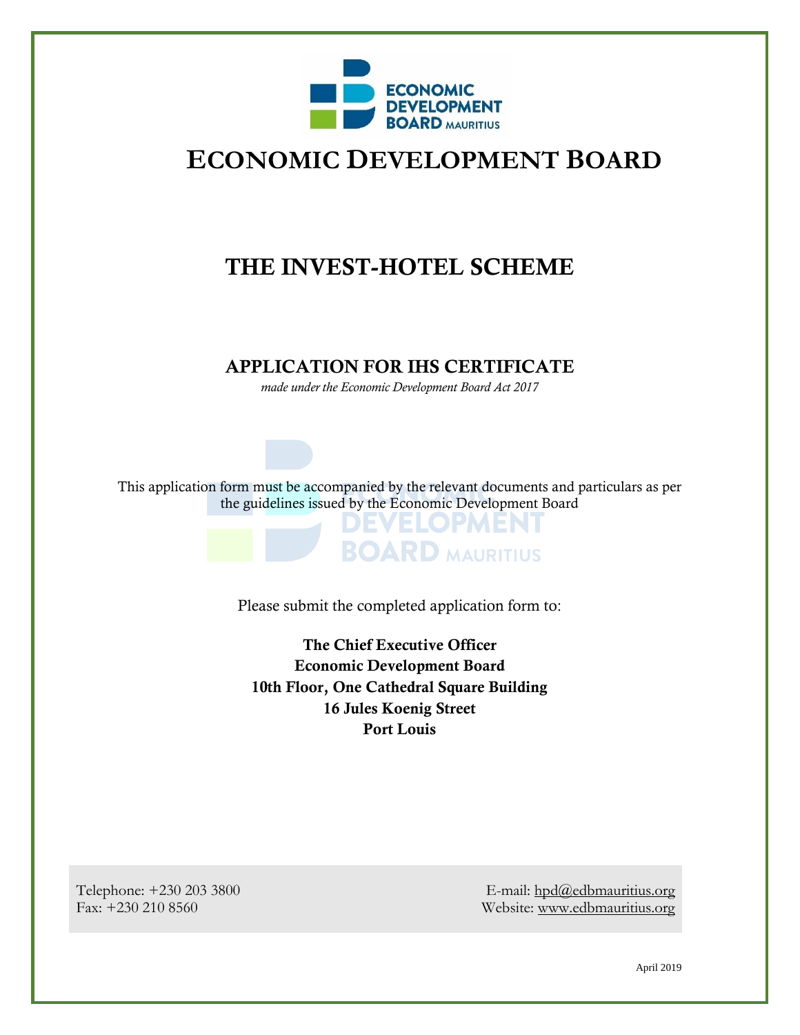# ECONOMIC DEVELOPMENT BOARD

## THE INVEST-HOTEL SCHEME

### APPLICATION FOR IHS CERTIFICATE

*made under the Economic Development Board Act 2017*

This application form must be accompanied by the relevant documents and particulars as per the guidelines issued by the Economic Development Board

Please submit the completed application form to:

**The Chief Executive Officer**
**Economic Development Board**
**10th Floor, One Cathedral Square Building**
**16 Jules Koenig Street**
**Port Louis**

Telephone: +230 203 3800
Fax: +230 210 8560

E-mail: hpd@edbmauritius.org
Website: www.edbmauritius.org

April 2019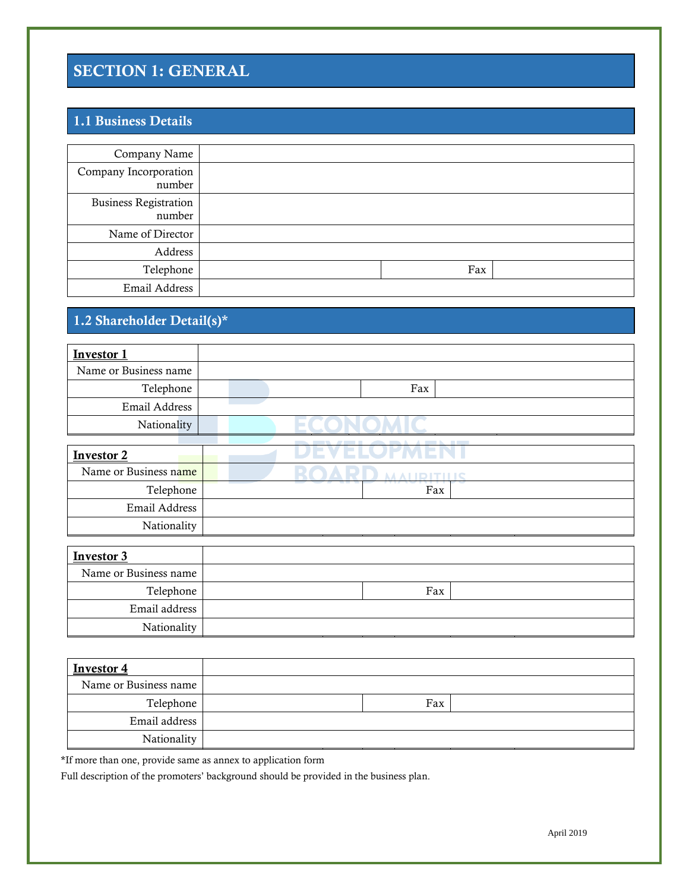# SECTION 1: GENERAL

## 1.1 Business Details

| | | | |
|---|---|---|---|
| Company Name | | | |
| Company Incorporation number | | | |
| Business Registration number | | | |
| Name of Director | | | |
| Address | | | |
| Telephone | | Fax | |
| Email Address | | | |

## 1.2 Shareholder Detail(s)*

| **Investor 1** | | | |
|---|---|---|---|
| Name or Business name | | | |
| Telephone | | Fax | |
| Email Address | | | |
| Nationality | | | |

| **Investor 2** | | | |
|---|---|---|---|
| Name or Business name | | | |
| Telephone | | Fax | |
| Email Address | | | |
| Nationality | | | |

| **Investor 3** | | | |
|---|---|---|---|
| Name or Business name | | | |
| Telephone | | Fax | |
| Email address | | | |
| Nationality | | | |

| **Investor 4** | | | |
|---|---|---|---|
| Name or Business name | | | |
| Telephone | | Fax | |
| Email address | | | |
| Nationality | | | |

*If more than one, provide same as annex to application form

Full description of the promoters' background should be provided in the business plan.

April 2019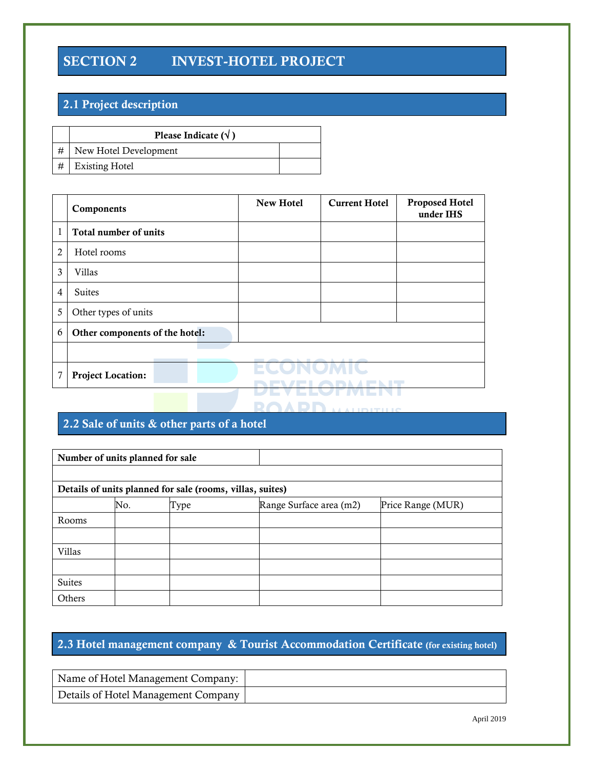# SECTION 2 INVEST-HOTEL PROJECT

## 2.1 Project description

| | Please Indicate (√ ) | |
|---|---|---|
| # | New Hotel Development | |
| # | Existing Hotel | |

| | Components | New Hotel | Current Hotel | Proposed Hotel under IHS |
|---|---|---|---|---|
| 1 | **Total number of units** | | | |
| 2 | Hotel rooms | | | |
| 3 | Villas | | | |
| 4 | Suites | | | |
| 5 | Other types of units | | | |
| 6 | **Other components of the hotel:** | | | |
| | | | | |
| 7 | **Project Location:** | | | |

## 2.2 Sale of units & other parts of a hotel

| **Number of units planned for sale** | | | | |
|---|---|---|---|---|
| | | | | |
| **Details of units planned for sale (rooms, villas, suites)** | | | | |
| | No. | Type | Range Surface area (m2) | Price Range (MUR) |
| Rooms | | | | |
| | | | | |
| Villas | | | | |
| | | | | |
| Suites | | | | |
| Others | | | | |

## 2.3 Hotel management company & Tourist Accommodation Certificate (for existing hotel)

| Name of Hotel Management Company: | |
|---|---|
| Details of Hotel Management Company | |

April 2019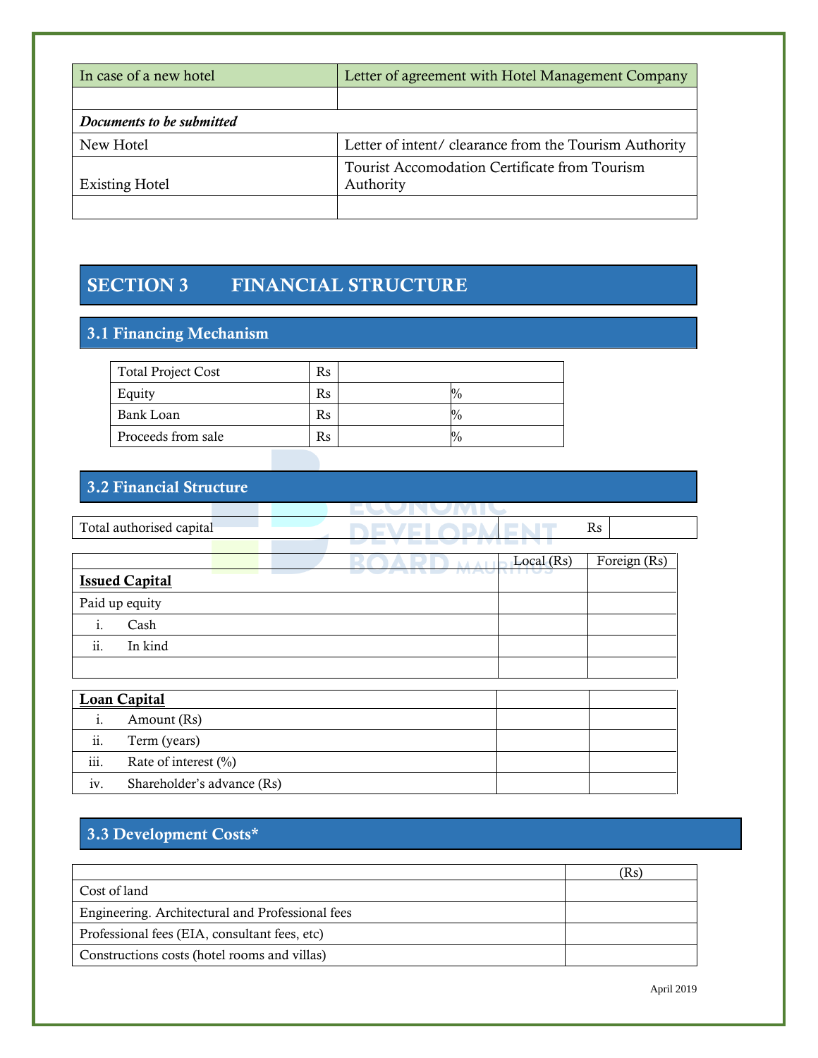| In case of a new hotel | Letter of agreement with Hotel Management Company |
|---|---|
| | |
| ***Documents to be submitted*** | |
| New Hotel | Letter of intent/ clearance from the Tourism Authority |
| Existing Hotel | Tourist Accomodation Certificate from Tourism Authority |
| | |

# SECTION 3 FINANCIAL STRUCTURE

## 3.1 Financing Mechanism

| Total Project Cost | Rs | | |
|---|---|---|---|
| Equity | Rs | | % |
| Bank Loan | Rs | | % |
| Proceeds from sale | Rs | | % |

## 3.2 Financial Structure

| Total authorised capital | Rs | |
|---|---|---|

| | Local (Rs) | Foreign (Rs) |
|---|---|---|
| **Issued Capital** | | |
| Paid up equity | | |
| i. Cash | | |
| ii. In kind | | |
| | | |

| **Loan Capital** | | |
|---|---|---|
| i. Amount (Rs) | | |
| ii. Term (years) | | |
| iii. Rate of interest (%) | | |
| iv. Shareholder's advance (Rs) | | |

## 3.3 Development Costs*

| | (Rs) |
|---|---|
| Cost of land | |
| Engineering. Architectural and Professional fees | |
| Professional fees (EIA, consultant fees, etc) | |
| Constructions costs (hotel rooms and villas) | |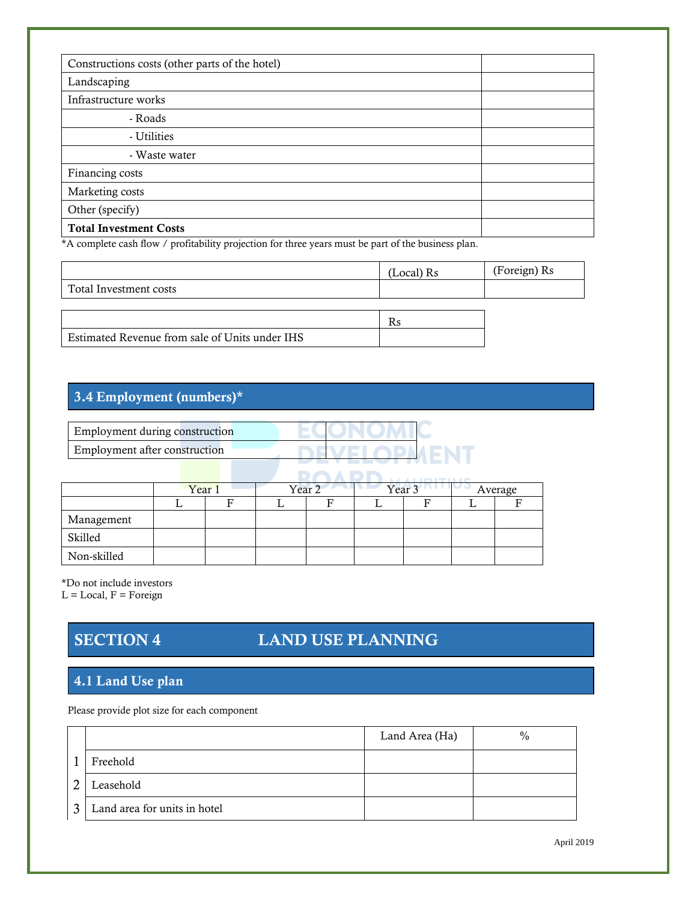| Constructions costs (other parts of the hotel) | |
|---|---|
| Landscaping | |
| Infrastructure works | |
| - Roads | |
| - Utilities | |
| - Waste water | |
| Financing costs | |
| Marketing costs | |
| Other (specify) | |
| **Total Investment Costs** | |

*A complete cash flow / profitability projection for three years must be part of the business plan.

| | (Local) Rs | (Foreign) Rs |
|---|---|---|
| Total Investment costs | | |

| | Rs |
|---|---|
| Estimated Revenue from sale of Units under IHS | |

## 3.4 Employment (numbers)*

| Employment during construction | |
|---|---|
| Employment after construction | |

| | Year 1 | | Year 2 | | Year 3 | | Average | |
|---|---|---|---|---|---|---|---|---|
| | L | F | L | F | L | F | L | F |
| Management | | | | | | | | |
| Skilled | | | | | | | | |
| Non-skilled | | | | | | | | |

*Do not include investors
L = Local, F = Foreign

# SECTION 4 LAND USE PLANNING

## 4.1 Land Use plan

Please provide plot size for each component

| | | Land Area (Ha) | % |
|---|---|---|---|
| 1 | Freehold | | |
| 2 | Leasehold | | |
| 3 | Land area for units in hotel | | |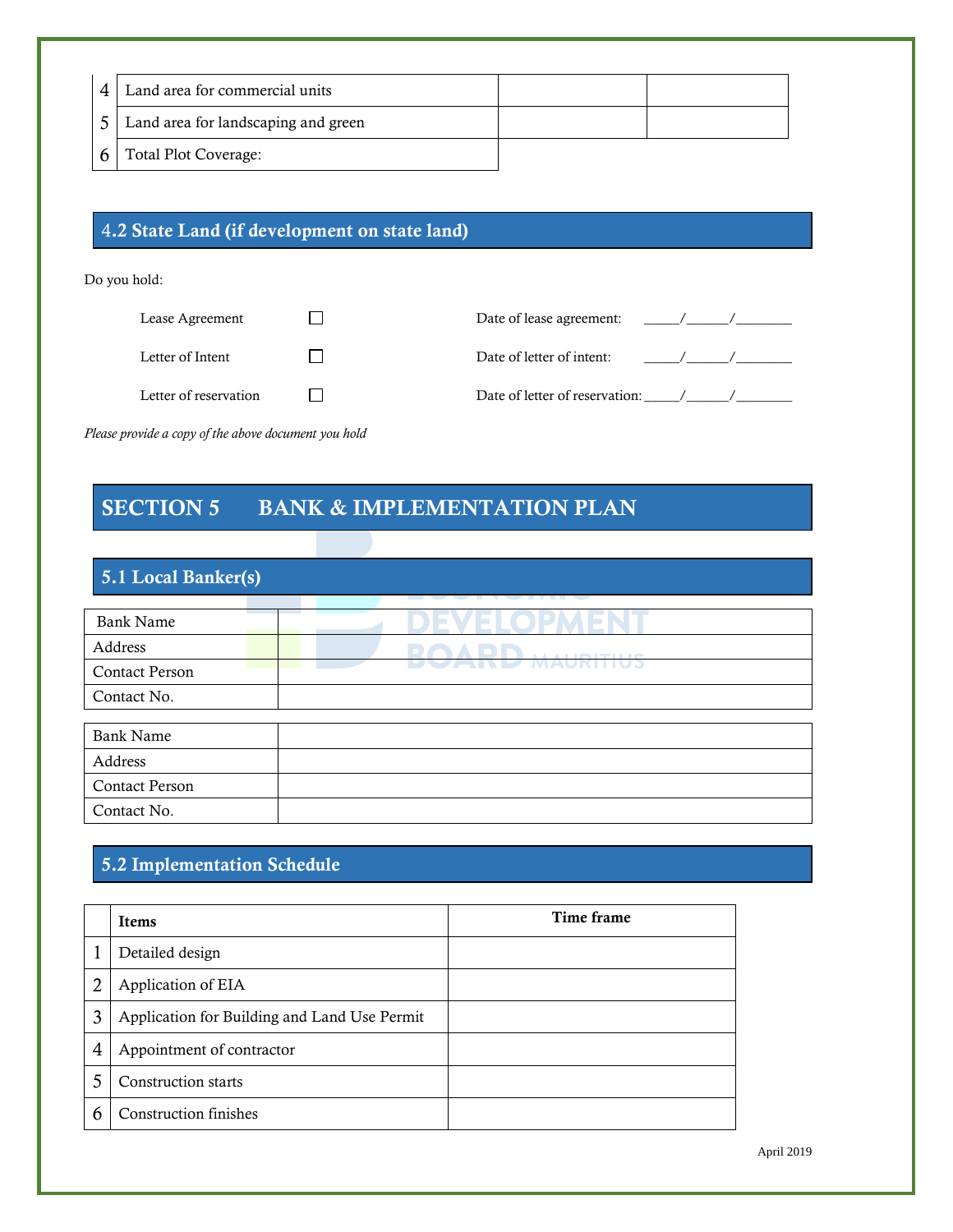| | | | |
|---|---|---|---|
| 4 | Land area for commercial units | | |
| 5 | Land area for landscaping and green | | |
| 6 | Total Plot Coverage: | | |

## 4.2 State Land (if development on state land)

Do you hold:

| | | | |
|---|---|---|---|
| Lease Agreement | ☐ | Date of lease agreement: | _____/______/________ |
| Letter of Intent | ☐ | Date of letter of intent: | _____/______/________ |
| Letter of reservation | ☐ | Date of letter of reservation: | _____/______/________ |

*Please provide a copy of the above document you hold*

# SECTION 5 BANK & IMPLEMENTATION PLAN

## 5.1 Local Banker(s)

| | |
|---|---|
| Bank Name | |
| Address | |
| Contact Person | |
| Contact No. | |

| | |
|---|---|
| Bank Name | |
| Address | |
| Contact Person | |
| Contact No. | |

## 5.2 Implementation Schedule

| | Items | Time frame |
|---|---|---|
| 1 | Detailed design | |
| 2 | Application of EIA | |
| 3 | Application for Building and Land Use Permit | |
| 4 | Appointment of contractor | |
| 5 | Construction starts | |
| 6 | Construction finishes | |

April 2019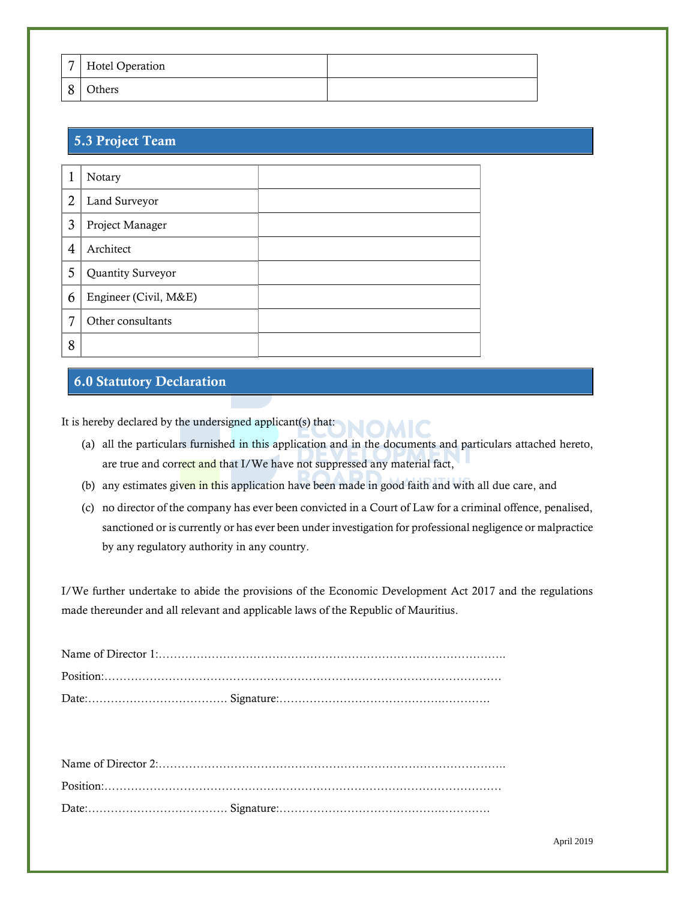| | | |
|---|---|---|
| 7 | Hotel Operation | |
| 8 | Others | |

## 5.3 Project Team

| | | |
|---|---|---|
| 1 | Notary | |
| 2 | Land Surveyor | |
| 3 | Project Manager | |
| 4 | Architect | |
| 5 | Quantity Surveyor | |
| 6 | Engineer (Civil, M&E) | |
| 7 | Other consultants | |
| 8 | | |

## 6.0 Statutory Declaration

It is hereby declared by the undersigned applicant(s) that:

(a) all the particulars furnished in this application and in the documents and particulars attached hereto, are true and correct and that I/We have not suppressed any material fact,

(b) any estimates given in this application have been made in good faith and with all due care, and

(c) no director of the company has ever been convicted in a Court of Law for a criminal offence, penalised, sanctioned or is currently or has ever been under investigation for professional negligence or malpractice by any regulatory authority in any country.

I/We further undertake to abide the provisions of the Economic Development Act 2017 and the regulations made thereunder and all relevant and applicable laws of the Republic of Mauritius.

Name of Director 1:……………………………………………………………………………….

Position:……………………………………………………………………………………………

Date:……………………………… Signature:……………………………………………….

Name of Director 2:……………………………………………………………………………….

Position:……………………………………………………………………………………………

Date:……………………………… Signature:……………………………………………….

April 2019